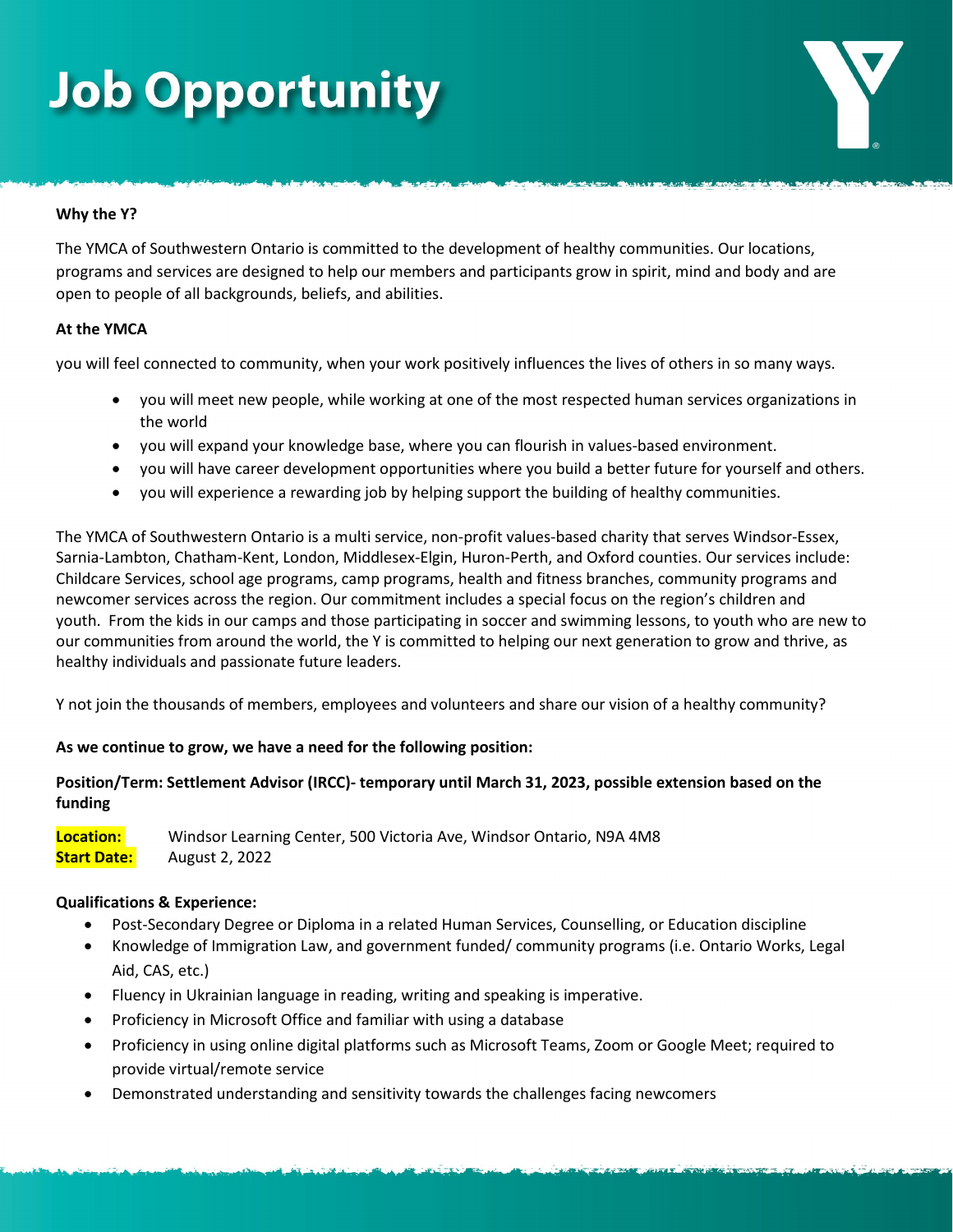# Job Opportunity

**Why the Y?**

The YMCA of Southwestern Ontario is committed to the development of healthy communities. Our locations, programs and services are designed to help our members and participants grow in spirit, mind and body and are open to people of all backgrounds, beliefs, and abilities.

**At the YMCA**

you will feel connected to community, when your work positively influences the lives of others in so many ways.

- you will meet new people, while working at one of the most respected human services organizations in the world
- you will expand your knowledge base, where you can flourish in values-based environment.
- you will have career development opportunities where you build a better future for yourself and others.
- you will experience a rewarding job by helping support the building of healthy communities.

The YMCA of Southwestern Ontario is a multi service, non-profit values-based charity that serves Windsor-Essex, Sarnia-Lambton, Chatham-Kent, London, Middlesex-Elgin, Huron-Perth, and Oxford counties. Our services include: Childcare Services, school age programs, camp programs, health and fitness branches, community programs and newcomer services across the region. Our commitment includes a special focus on the region's children and youth. From the kids in our camps and those participating in soccer and swimming lessons, to youth who are new to our communities from around the world, the Y is committed to helping our next generation to grow and thrive, as healthy individuals and passionate future leaders.

Y not join the thousands of members, employees and volunteers and share our vision of a healthy community?

**As we continue to grow, we have a need for the following position:**

**Position/Term: Settlement Advisor (IRCC)- temporary until March 31, 2023, possible extension based on the funding**

**Location:** Windsor Learning Center, 500 Victoria Ave, Windsor Ontario, N9A 4M8
**Start Date:** August 2, 2022

**Qualifications & Experience:**

- Post-Secondary Degree or Diploma in a related Human Services, Counselling, or Education discipline
- Knowledge of Immigration Law, and government funded/ community programs (i.e. Ontario Works, Legal Aid, CAS, etc.)
- Fluency in Ukrainian language in reading, writing and speaking is imperative.
- Proficiency in Microsoft Office and familiar with using a database
- Proficiency in using online digital platforms such as Microsoft Teams, Zoom or Google Meet; required to provide virtual/remote service
- Demonstrated understanding and sensitivity towards the challenges facing newcomers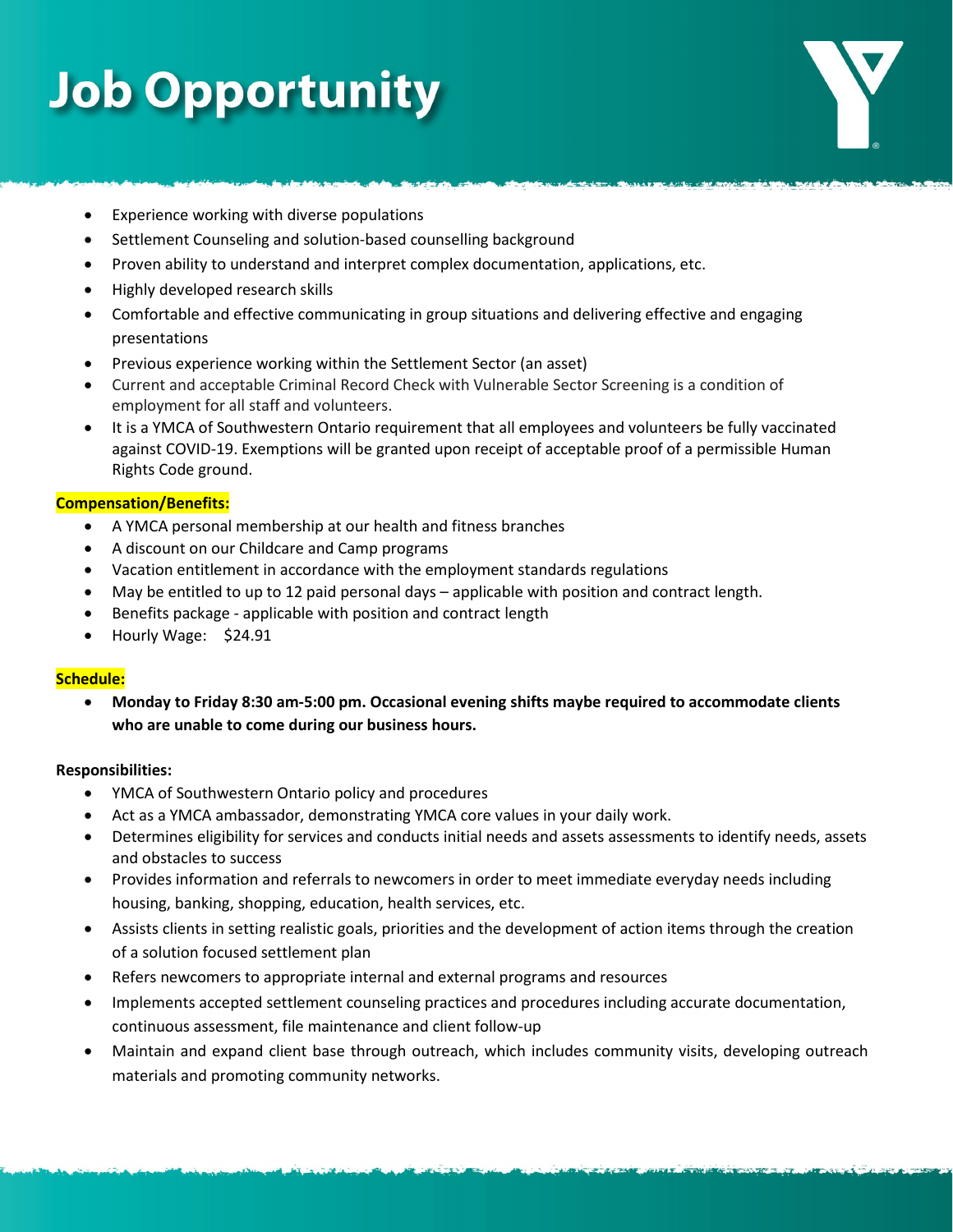# Job Opportunity

- Experience working with diverse populations
- Settlement Counseling and solution-based counselling background
- Proven ability to understand and interpret complex documentation, applications, etc.
- Highly developed research skills
- Comfortable and effective communicating in group situations and delivering effective and engaging presentations
- Previous experience working within the Settlement Sector (an asset)
- Current and acceptable Criminal Record Check with Vulnerable Sector Screening is a condition of employment for all staff and volunteers.
- It is a YMCA of Southwestern Ontario requirement that all employees and volunteers be fully vaccinated against COVID-19. Exemptions will be granted upon receipt of acceptable proof of a permissible Human Rights Code ground.

**Compensation/Benefits:**

- A YMCA personal membership at our health and fitness branches
- A discount on our Childcare and Camp programs
- Vacation entitlement in accordance with the employment standards regulations
- May be entitled to up to 12 paid personal days – applicable with position and contract length.
- Benefits package - applicable with position and contract length
- Hourly Wage: $24.91

**Schedule:**

- **Monday to Friday 8:30 am-5:00 pm. Occasional evening shifts maybe required to accommodate clients who are unable to come during our business hours.**

**Responsibilities:**

- YMCA of Southwestern Ontario policy and procedures
- Act as a YMCA ambassador, demonstrating YMCA core values in your daily work.
- Determines eligibility for services and conducts initial needs and assets assessments to identify needs, assets and obstacles to success
- Provides information and referrals to newcomers in order to meet immediate everyday needs including housing, banking, shopping, education, health services, etc.
- Assists clients in setting realistic goals, priorities and the development of action items through the creation of a solution focused settlement plan
- Refers newcomers to appropriate internal and external programs and resources
- Implements accepted settlement counseling practices and procedures including accurate documentation, continuous assessment, file maintenance and client follow-up
- Maintain and expand client base through outreach, which includes community visits, developing outreach materials and promoting community networks.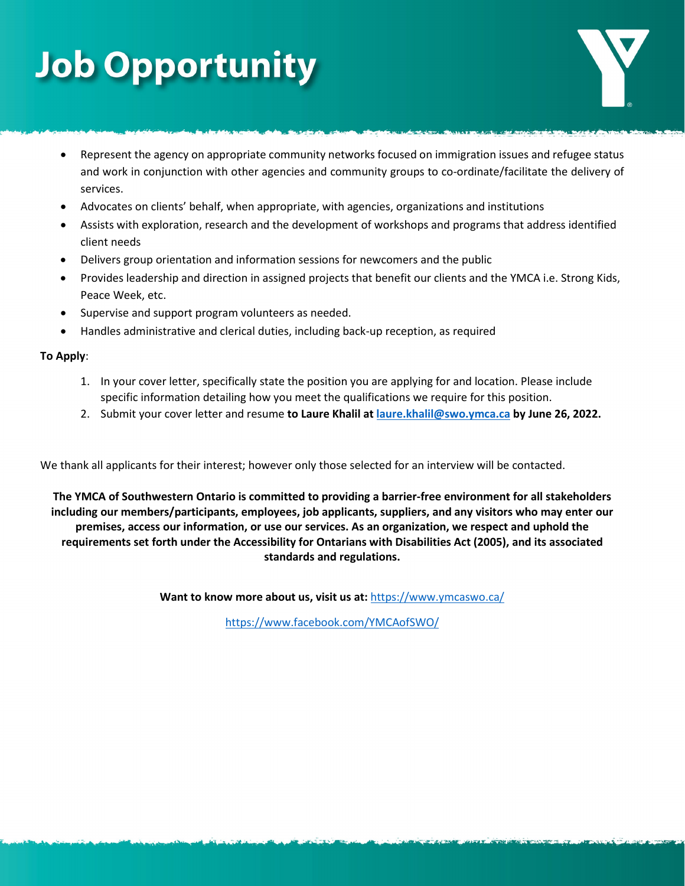# Job Opportunity

- Represent the agency on appropriate community networks focused on immigration issues and refugee status and work in conjunction with other agencies and community groups to co-ordinate/facilitate the delivery of services.
- Advocates on clients' behalf, when appropriate, with agencies, organizations and institutions
- Assists with exploration, research and the development of workshops and programs that address identified client needs
- Delivers group orientation and information sessions for newcomers and the public
- Provides leadership and direction in assigned projects that benefit our clients and the YMCA i.e. Strong Kids, Peace Week, etc.
- Supervise and support program volunteers as needed.
- Handles administrative and clerical duties, including back-up reception, as required

**To Apply**:

1. In your cover letter, specifically state the position you are applying for and location. Please include specific information detailing how you meet the qualifications we require for this position.
2. Submit your cover letter and resume **to Laure Khalil at laure.khalil@swo.ymca.ca by June 26, 2022.**

We thank all applicants for their interest; however only those selected for an interview will be contacted.

**The YMCA of Southwestern Ontario is committed to providing a barrier-free environment for all stakeholders including our members/participants, employees, job applicants, suppliers, and any visitors who may enter our premises, access our information, or use our services. As an organization, we respect and uphold the requirements set forth under the Accessibility for Ontarians with Disabilities Act (2005), and its associated standards and regulations.**

**Want to know more about us, visit us at:** https://www.ymcaswo.ca/

https://www.facebook.com/YMCAofSWO/